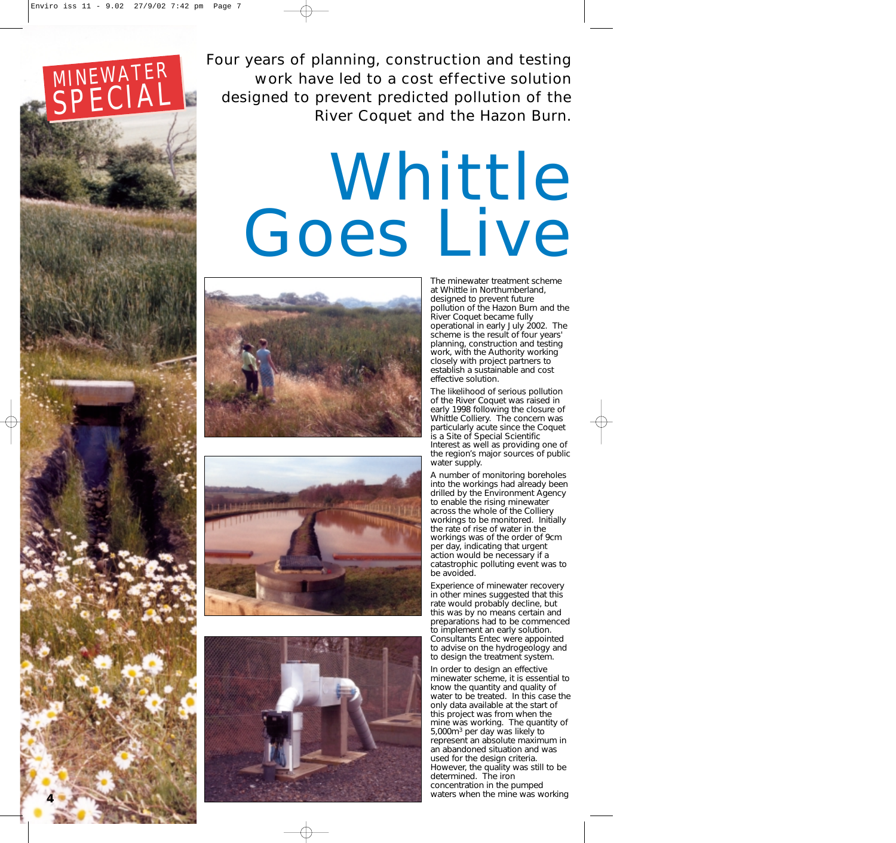MINEWATER SPECIAL

Four years of planning, construction and testing work have led to a cost effective solution designed to prevent predicted pollution of the River Coquet and the Hazon Burn.

# Whittle Goes Live

The minewater treatment scheme at Whittle in Northumberland, designed to prevent future pollution of the Hazon Burn and the River Coquet became fully operational in early July 2002. The scheme is the result of four years' planning, construction and testing work, with the Authority working closely with project partners to establish a sustainable and cost effective solution.

The likelihood of serious pollution of the River Coquet was raised in early 1998 following the closure of Whittle Colliery. The concern was particularly acute since the Coquet is a Site of Special Scientific Interest as well as providing one of the region's major sources of public water supply.

A number of monitoring boreholes into the workings had already been drilled by the Environment Agency to enable the rising minewater across the whole of the Colliery workings to be monitored. Initially the rate of rise of water in the workings was of the order of 9cm per day, indicating that urgent action would be necessary if a catastrophic polluting event was to be avoided.

Experience of minewater recovery in other mines suggested that this rate would probably decline, but this was by no means certain and preparations had to be commenced to implement an early solution. Consultants Entec were appointed to advise on the hydrogeology and to design the treatment system.

In order to design an effective minewater scheme, it is essential to know the quantity and quality of water to be treated. In this case the only data available at the start of this project was from when the mine was working. The quantity of 5,000m$^3$ per day was likely to represent an absolute maximum in an abandoned situation and was used for the design criteria. However, the quality was still to be determined. The iron concentration in the pumped waters when the mine was working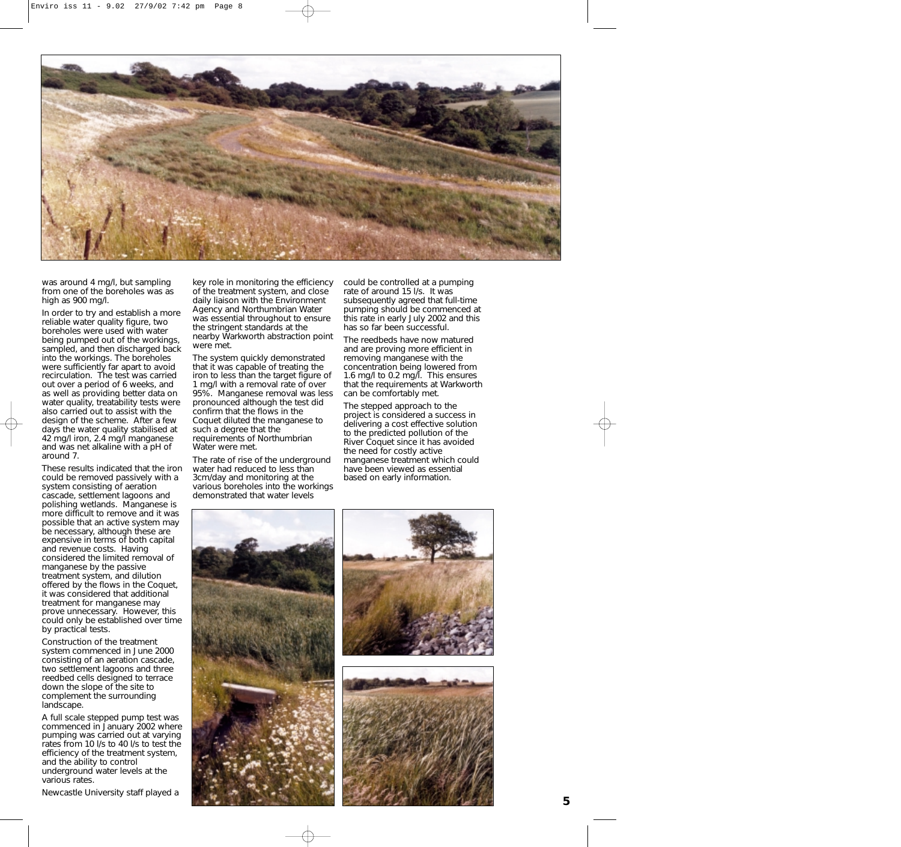was around 4 mg/l, but sampling from one of the boreholes was as high as 900 mg/l.

In order to try and establish a more reliable water quality figure, two boreholes were used with water being pumped out of the workings, sampled, and then discharged back into the workings. The boreholes were sufficiently far apart to avoid recirculation. The test was carried out over a period of 6 weeks, and as well as providing better data on water quality, treatability tests were also carried out to assist with the design of the scheme. After a few days the water quality stabilised at 42 mg/l iron, 2.4 mg/l manganese and was net alkaline with a pH of around 7.

These results indicated that the iron could be removed passively with a system consisting of aeration cascade, settlement lagoons and polishing wetlands. Manganese is more difficult to remove and it was possible that an active system may be necessary, although these are expensive in terms of both capital and revenue costs. Having considered the limited removal of manganese by the passive treatment system, and dilution offered by the flows in the Coquet, it was considered that additional treatment for manganese may prove unnecessary. However, this could only be established over time by practical tests.

Construction of the treatment system commenced in June 2000 consisting of an aeration cascade, two settlement lagoons and three reedbed cells designed to terrace down the slope of the site to complement the surrounding landscape.

A full scale stepped pump test was commenced in January 2002 where pumping was carried out at varying rates from 10 l/s to 40 l/s to test the efficiency of the treatment system, and the ability to control underground water levels at the various rates.

Newcastle University staff played a key role in monitoring the efficiency of the treatment system, and close daily liaison with the Environment Agency and Northumbrian Water was essential throughout to ensure the stringent standards at the nearby Warkworth abstraction point were met.

The system quickly demonstrated that it was capable of treating the iron to less than the target figure of 1 mg/l with a removal rate of over 95%. Manganese removal was less pronounced although the test did confirm that the flows in the Coquet diluted the manganese to such a degree that the requirements of Northumbrian Water were met.

The rate of rise of the underground water had reduced to less than 3cm/day and monitoring at the various boreholes into the workings demonstrated that water levels could be controlled at a pumping rate of around 15 l/s. It was subsequently agreed that full-time pumping should be commenced at this rate in early July 2002 and this has so far been successful.

The reedbeds have now matured and are proving more efficient in removing manganese with the concentration being lowered from 1.6 mg/l to 0.2 mg/l. This ensures that the requirements at Warkworth can be comfortably met.

The stepped approach to the project is considered a success in delivering a cost effective solution to the predicted pollution of the River Coquet since it has avoided the need for costly active manganese treatment which could have been viewed as essential based on early information.